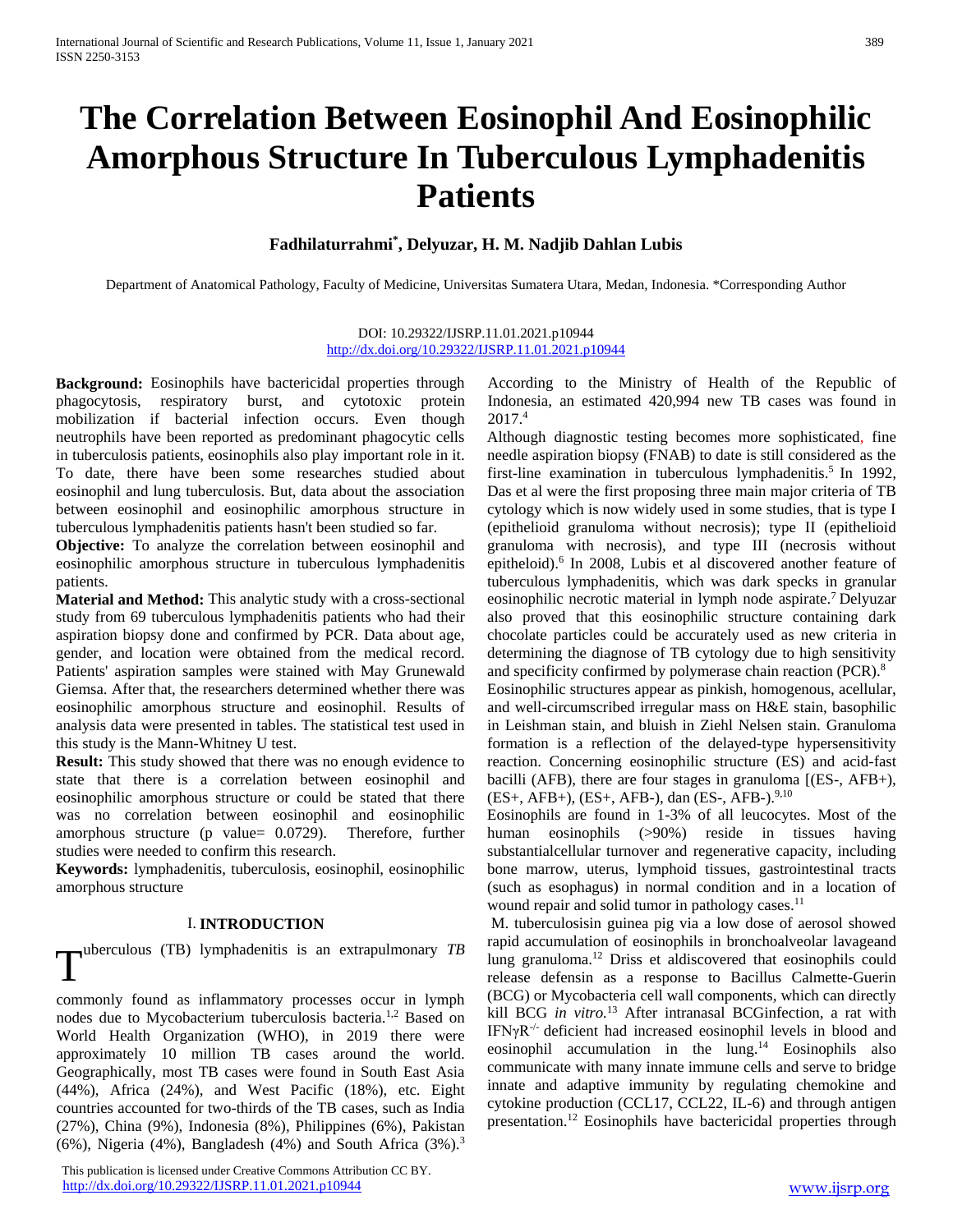# The Correlation Between Eosinophil And Eosinophilic Amorphous Structure In Tuberculous Lymphadenitis Patients

**Fadhilaturrahmi[*], Delyuzar, H. M. Nadjib Dahlan Lubis**

Department of Anatomical Pathology, Faculty of Medicine, Universitas Sumatera Utara, Medan, Indonesia. *Corresponding Author

DOI: 10.29322/IJSRP.11.01.2021.p10944
http://dx.doi.org/10.29322/IJSRP.11.01.2021.p10944

**Background:** Eosinophils have bactericidal properties through phagocytosis, respiratory burst, and cytotoxic protein mobilization if bacterial infection occurs. Even though neutrophils have been reported as predominant phagocytic cells in tuberculosis patients, eosinophils also play important role in it. To date, there have been some researches studied about eosinophil and lung tuberculosis. But, data about the association between eosinophil and eosinophilic amorphous structure in tuberculous lymphadenitis patients hasn't been studied so far.

**Objective:** To analyze the correlation between eosinophil and eosinophilic amorphous structure in tuberculous lymphadenitis patients.

**Material and Method:** This analytic study with a cross-sectional study from 69 tuberculous lymphadenitis patients who had their aspiration biopsy done and confirmed by PCR. Data about age, gender, and location were obtained from the medical record. Patients' aspiration samples were stained with May Grunewald Giemsa. After that, the researchers determined whether there was eosinophilic amorphous structure and eosinophil. Results of analysis data were presented in tables. The statistical test used in this study is the Mann-Whitney U test.

**Result:** This study showed that there was no enough evidence to state that there is a correlation between eosinophil and eosinophilic amorphous structure or could be stated that there was no correlation between eosinophil and eosinophilic amorphous structure (p value= 0.0729). Therefore, further studies were needed to confirm this research.

**Keywords:** lymphadenitis, tuberculosis, eosinophil, eosinophilic amorphous structure

## I. INTRODUCTION

Tuberculous (TB) lymphadenitis is an extrapulmonary *TB* commonly found as inflammatory processes occur in lymph nodes due to Mycobacterium tuberculosis bacteria.[1,2] Based on World Health Organization (WHO), in 2019 there were approximately 10 million TB cases around the world. Geographically, most TB cases were found in South East Asia (44%), Africa (24%), and West Pacific (18%), etc. Eight countries accounted for two-thirds of the TB cases, such as India (27%), China (9%), Indonesia (8%), Philippines (6%), Pakistan (6%), Nigeria (4%), Bangladesh (4%) and South Africa (3%).[3] According to the Ministry of Health of the Republic of Indonesia, an estimated 420,994 new TB cases was found in 2017.[4]

Although diagnostic testing becomes more sophisticated, fine needle aspiration biopsy (FNAB) to date is still considered as the first-line examination in tuberculous lymphadenitis.[5] In 1992, Das et al were the first proposing three main major criteria of TB cytology which is now widely used in some studies, that is type I (epithelioid granuloma without necrosis); type II (epithelioid granuloma with necrosis), and type III (necrosis without epitheloid).[6] In 2008, Lubis et al discovered another feature of tuberculous lymphadenitis, which was dark specks in granular eosinophilic necrotic material in lymph node aspirate.[7] Delyuzar also proved that this eosinophilic structure containing dark chocolate particles could be accurately used as new criteria in determining the diagnose of TB cytology due to high sensitivity and specificity confirmed by polymerase chain reaction (PCR).[8]

Eosinophilic structures appear as pinkish, homogenous, acellular, and well-circumscribed irregular mass on H&E stain, basophilic in Leishman stain, and bluish in Ziehl Nelsen stain. Granuloma formation is a reflection of the delayed-type hypersensitivity reaction. Concerning eosinophilic structure (ES) and acid-fast bacilli (AFB), there are four stages in granuloma [(ES-, AFB+), (ES+, AFB+), (ES+, AFB-), dan (ES-, AFB-).[9,10]

Eosinophils are found in 1-3% of all leucocytes. Most of the human eosinophils (>90%) reside in tissues having substantialcellular turnover and regenerative capacity, including bone marrow, uterus, lymphoid tissues, gastrointestinal tracts (such as esophagus) in normal condition and in a location of wound repair and solid tumor in pathology cases.[11]

M. tuberculosisin guinea pig via a low dose of aerosol showed rapid accumulation of eosinophils in bronchoalveolar lavageand lung granuloma.[12] Driss et aldiscovered that eosinophils could release defensin as a response to Bacillus Calmette-Guerin (BCG) or Mycobacteria cell wall components, which can directly kill BCG *in vitro.*[13] After intranasal BCGinfection, a rat with IFNγR$^{-/-}$ deficient had increased eosinophil levels in blood and eosinophil accumulation in the lung.[14] Eosinophils also communicate with many innate immune cells and serve to bridge innate and adaptive immunity by regulating chemokine and cytokine production (CCL17, CCL22, IL-6) and through antigen presentation.[12] Eosinophils have bactericidal properties through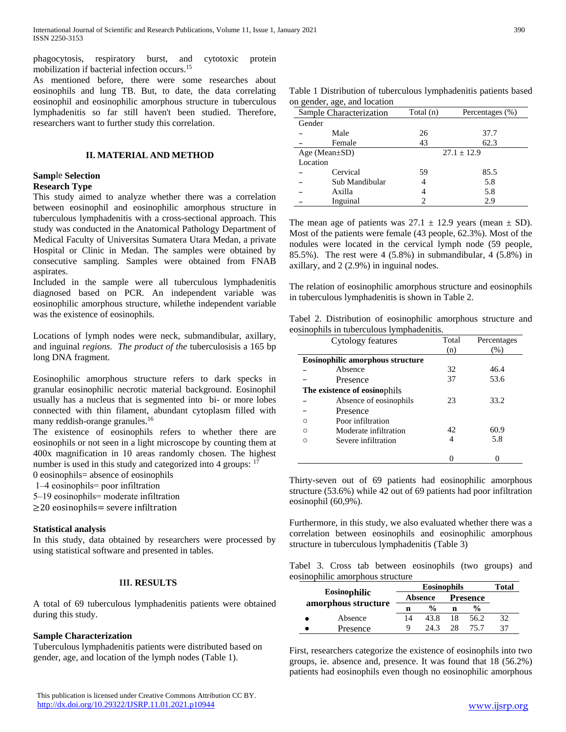phagocytosis, respiratory burst, and cytotoxic protein mobilization if bacterial infection occurs.[15]

As mentioned before, there were some researches about eosinophils and lung TB. But, to date, the data correlating eosinophil and eosinophilic amorphous structure in tuberculous lymphadenitis so far still haven't been studied. Therefore, researchers want to further study this correlation.

## II. MATERIAL AND METHOD

### Sample Selection

### Research Type

This study aimed to analyze whether there was a correlation between eosinophil and eosinophilic amorphous structure in tuberculous lymphadenitis with a cross-sectional approach. This study was conducted in the Anatomical Pathology Department of Medical Faculty of Universitas Sumatera Utara Medan, a private Hospital or Clinic in Medan. The samples were obtained by consecutive sampling. Samples were obtained from FNAB aspirates.

Included in the sample were all tuberculous lymphadenitis diagnosed based on PCR. An independent variable was eosinophilic amorphous structure, whilethe independent variable was the existence of eosinophils.

Locations of lymph nodes were neck, submandibular, axillary, and inguinal *regions. The product of the* tuberculosisis a 165 bp long DNA fragment.

Eosinophilic amorphous structure refers to dark specks in granular eosinophilic necrotic material background. Eosinophil usually has a nucleus that is segmented into bi- or more lobes connected with thin filament, abundant cytoplasm filled with many reddish-orange granules.[16]

The existence of eosinophils refers to whether there are eosinophils or not seen in a light microscope by counting them at 400x magnification in 10 areas randomly chosen. The highest number is used in this study and categorized into 4 groups: [17]

0 eosinophils= absence of eosinophils

1–4 eosinophils= poor infiltration

5–19 eosinophils= moderate infiltration

≥20 eosinophils= severe infiltration

### Statistical analysis

In this study, data obtained by researchers were processed by using statistical software and presented in tables.

## III. RESULTS

A total of 69 tuberculous lymphadenitis patients were obtained during this study.

### Sample Characterization

Tuberculous lymphadenitis patients were distributed based on gender, age, and location of the lymph nodes (Table 1).

Table 1 Distribution of tuberculous lymphadenitis patients based on gender, age, and location

| Sample Characterization | Total (n) | Percentages (%) |
|---|---|---|
| Gender | | |
| – Male | 26 | 37.7 |
| – Female | 43 | 62.3 |
| Age (Mean±SD) | 27.1 ± 12.9 | |
| Location | | |
| – Cervical | 59 | 85.5 |
| – Sub Mandibular | 4 | 5.8 |
| – Axilla | 4 | 5.8 |
| – Inguinal | 2 | 2.9 |

The mean age of patients was 27.1 ± 12.9 years (mean ± SD). Most of the patients were female (43 people, 62.3%). Most of the nodules were located in the cervical lymph node (59 people, 85.5%). The rest were 4 (5.8%) in submandibular, 4 (5.8%) in axillary, and 2 (2.9%) in inguinal nodes.

The relation of eosinophilic amorphous structure and eosinophils in tuberculous lymphadenitis is shown in Table 2.

Tabel 2. Distribution of eosinophilic amorphous structure and eosinophils in tuberculous lymphadenitis.

| Cytology features | Total (n) | Percentages (%) |
|---|---|---|
| **Eosinophilic amorphous structure** | | |
| – Absence | 32 | 46.4 |
| – Presence | 37 | 53.6 |
| **The existence of eosinophils** | | |
| – Absence of eosinophils | 23 | 33.2 |
| – Presence | | |
| ○ Poor infiltration | 42 | 60.9 |
| ○ Moderate infiltration | 4 | 5.8 |
| ○ Severe infiltration | 0 | 0 |

Thirty-seven out of 69 patients had eosinophilic amorphous structure (53.6%) while 42 out of 69 patients had poor infiltration eosinophil (60,9%).

Furthermore, in this study, we also evaluated whether there was a correlation between eosinophils and eosinophilic amorphous structure in tuberculous lymphadenitis (Table 3)

Tabel 3. Cross tab between eosinophils (two groups) and eosinophilic amorphous structure

| Eosinophilic amorphous structure | Eosinophils | | | | Total |
|---|---|---|---|---|---|
| | Absence | | Presence | | |
| | n | % | n | % | |
| • Absence | 14 | 43.8 | 18 | 56.2 | 32 |
| • Presence | 9 | 24.3 | 28 | 75.7 | 37 |

First, researchers categorize the existence of eosinophils into two groups, ie. absence and, presence. It was found that 18 (56.2%) patients had eosinophils even though no eosinophilic amorphous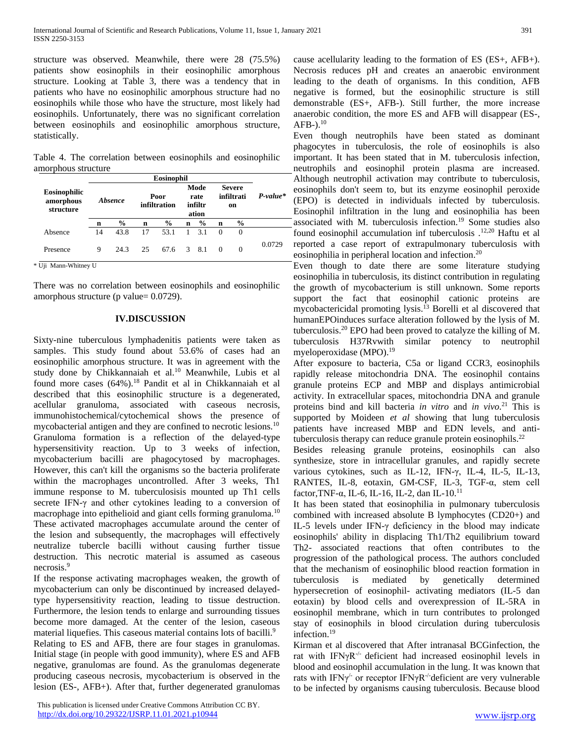structure was observed. Meanwhile, there were 28 (75.5%) patients show eosinophils in their eosinophilic amorphous structure. Looking at Table 3, there was a tendency that in patients who have no eosinophilic amorphous structure had no eosinophils while those who have the structure, most likely had eosinophils. Unfortunately, there was no significant correlation between eosinophils and eosinophilic amorphous structure, statistically.

Table 4. The correlation between eosinophils and eosinophilic amorphous structure

| Eosinophilic amorphous structure | Eosinophil | | | | | | | | P-value* |
|---|---|---|---|---|---|---|---|---|---|
| | Absence | | Poor infiltration | | Mode rate infiltration | | Severe infiltration | | |
| | n | % | n | % | n | % | n | % | |
| Absence | 14 | 43.8 | 17 | 53.1 | 1 | 3.1 | 0 | 0 | 0.0729 |
| Presence | 9 | 24.3 | 25 | 67.6 | 3 | 8.1 | 0 | 0 | |

\* Uji Mann-Whitney U

There was no correlation between eosinophils and eosinophilic amorphous structure (p value= 0.0729).

## IV.DISCUSSION

Sixty-nine tuberculous lymphadenitis patients were taken as samples. This study found about 53.6% of cases had an eosinophilic amorphous structure. It was in agreement with the study done by Chikkannaiah et al.[10] Meanwhile, Lubis et al found more cases (64%).[18] Pandit et al in Chikkannaiah et al described that this eosinophilic structure is a degenerated, acellular granuloma, associated with caseous necrosis, immunohistochemical/cytochemical shows the presence of mycobacterial antigen and they are confined to necrotic lesions.[10] Granuloma formation is a reflection of the delayed-type hypersensitivity reaction. Up to 3 weeks of infection, mycobacterium bacilli are phagocytosed by macrophages. However, this can't kill the organisms so the bacteria proliferate within the macrophages uncontrolled. After 3 weeks, Th1 immune response to M. tuberculosisis mounted up Th1 cells secrete IFN-γ and other cytokines leading to a conversion of macrophage into epithelioid and giant cells forming granuloma.[10] These activated macrophages accumulate around the center of the lesion and subsequently, the macrophages will effectively neutralize tubercle bacilli without causing further tissue destruction. This necrotic material is assumed as caseous necrosis.[9]

If the response activating macrophages weaken, the growth of mycobacterium can only be discontinued by increased delayed-type hypersensitivity reaction, leading to tissue destruction. Furthermore, the lesion tends to enlarge and surrounding tissues become more damaged. At the center of the lesion, caseous material liquefies. This caseous material contains lots of bacilli.[9]

Relating to ES and AFB, there are four stages in granulomas. Initial stage (in people with good immunity), where ES and AFB negative, granulomas are found. As the granulomas degenerate producing caseous necrosis, mycobacterium is observed in the lesion (ES-, AFB+). After that, further degenerated granulomas cause acellularity leading to the formation of ES (ES+, AFB+). Necrosis reduces pH and creates an anaerobic environment leading to the death of organisms. In this condition, AFB negative is formed, but the eosinophilic structure is still demonstrable (ES+, AFB-). Still further, the more increase anaerobic condition, the more ES and AFB will disappear (ES-, AFB-).[10]

Even though neutrophils have been stated as dominant phagocytes in tuberculosis, the role of eosinophils is also important. It has been stated that in M. tuberculosis infection, neutrophils and eosinophil protein plasma are increased. Although neutrophil activation may contribute to tuberculosis, eosinophils don't seem to, but its enzyme eosinophil peroxide (EPO) is detected in individuals infected by tuberculosis. Eosinophil infiltration in the lung and eosinophilia has been associated with M. tuberculosis infection.[19] Some studies also found eosinophil accumulation inf tuberculosis .[12,20] Haftu et al reported a case report of extrapulmonary tuberculosis with eosinophilia in peripheral location and infection.[20]

Even though to date there are some literature studying eosinophilia in tuberculosis, its distinct contribution in regulating the growth of mycobacterium is still unknown. Some reports support the fact that eosinophil cationic proteins are mycobactericidal promoting lysis.[13] Borelli et al discovered that humanEPOinduces surface alteration followed by the lysis of M. tuberculosis.[20] EPO had been proved to catalyze the killing of M. tuberculosis H37Rvwith similar potency to neutrophil myeloperoxidase (MPO).[19]

After exposure to bacteria, C5a or ligand CCR3, eosinophils rapidly release mitochondria DNA. The eosinophil contains granule proteins ECP and MBP and displays antimicrobial activity. In extracellular spaces, mitochondria DNA and granule proteins bind and kill bacteria *in vitro* and *in vivo*.[21] This is supported by Moideen *et al* showing that lung tuberculosis patients have increased MBP and EDN levels, and anti-tuberculosis therapy can reduce granule protein eosinophils.[22]

Besides releasing granule proteins, eosinophils can also synthesize, store in intracellular granules, and rapidly secrete various cytokines, such as IL-12, IFN-γ, IL-4, IL-5, IL-13, RANTES, IL-8, eotaxin, GM-CSF, IL-3, TGF-α, stem cell factor,TNF-α, IL-6, IL-16, IL-2, dan IL-10.[11]

It has been stated that eosinophilia in pulmonary tuberculosis combined with increased absolute B lymphocytes (CD20+) and IL-5 levels under IFN-γ deficiency in the blood may indicate eosinophils' ability in displacing Th1/Th2 equilibrium toward Th2- associated reactions that often contributes to the progression of the pathological process. The authors concluded that the mechanism of eosinophilic blood reaction formation in tuberculosis is mediated by genetically determined hypersecretion of eosinophil- activating mediators (IL-5 dan eotaxin) by blood cells and overexpression of IL-5RA in eosinophil membrane, which in turn contributes to prolonged stay of eosinophils in blood circulation during tuberculosis infection.[19]

Kirman et al discovered that After intranasal BCGinfection, the rat with $IFN\gamma R^{-/-}$ deficient had increased eosinophil levels in blood and eosinophil accumulation in the lung. It was known that rats with $IFN\gamma^{/-}$ or receptor $IFN\gamma R^{-/-}$deficient are very vulnerable to be infected by organisms causing tuberculosis. Because blood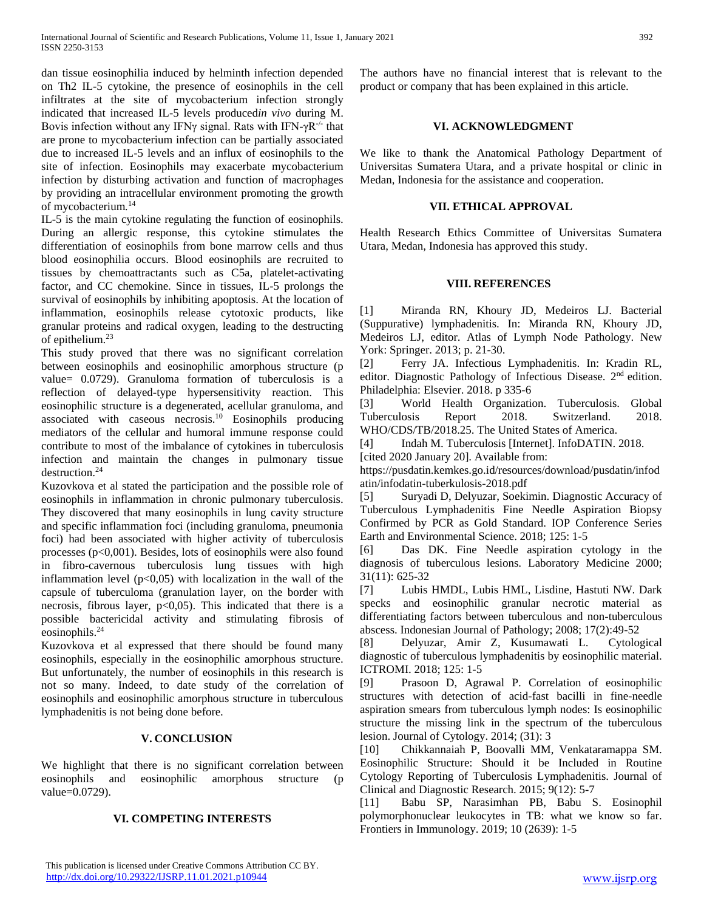dan tissue eosinophilia induced by helminth infection depended on Th2 IL-5 cytokine, the presence of eosinophils in the cell infiltrates at the site of mycobacterium infection strongly indicated that increased IL-5 levels produced*in vivo* during M. Bovis infection without any IFNγ signal. Rats with IFN-$\gamma R^{-/-}$ that are prone to mycobacterium infection can be partially associated due to increased IL-5 levels and an influx of eosinophils to the site of infection. Eosinophils may exacerbate mycobacterium infection by disturbing activation and function of macrophages by providing an intracellular environment promoting the growth of mycobacterium.[14]

IL-5 is the main cytokine regulating the function of eosinophils. During an allergic response, this cytokine stimulates the differentiation of eosinophils from bone marrow cells and thus blood eosinophilia occurs. Blood eosinophils are recruited to tissues by chemoattractants such as C5a, platelet-activating factor, and CC chemokine. Since in tissues, IL-5 prolongs the survival of eosinophils by inhibiting apoptosis. At the location of inflammation, eosinophils release cytotoxic products, like granular proteins and radical oxygen, leading to the destructing of epithelium.[23]

This study proved that there was no significant correlation between eosinophils and eosinophilic amorphous structure (p value= 0.0729). Granuloma formation of tuberculosis is a reflection of delayed-type hypersensitivity reaction. This eosinophilic structure is a degenerated, acellular granuloma, and associated with caseous necrosis.[10] Eosinophils producing mediators of the cellular and humoral immune response could contribute to most of the imbalance of cytokines in tuberculosis infection and maintain the changes in pulmonary tissue destruction.[24]

Kuzovkova et al stated the participation and the possible role of eosinophils in inflammation in chronic pulmonary tuberculosis. They discovered that many eosinophils in lung cavity structure and specific inflammation foci (including granuloma, pneumonia foci) had been associated with higher activity of tuberculosis processes ($p<0{,}001$). Besides, lots of eosinophils were also found in fibro-cavernous tuberculosis lung tissues with high inflammation level ($p<0{,}05$) with localization in the wall of the capsule of tuberculoma (granulation layer, on the border with necrosis, fibrous layer, $p<0{,}05$). This indicated that there is a possible bactericidal activity and stimulating fibrosis of eosinophils.[24]

Kuzovkova et al expressed that there should be found many eosinophils, especially in the eosinophilic amorphous structure. But unfortunately, the number of eosinophils in this research is not so many. Indeed, to date study of the correlation of eosinophils and eosinophilic amorphous structure in tuberculous lymphadenitis is not being done before.

## V. CONCLUSION

We highlight that there is no significant correlation between eosinophils and eosinophilic amorphous structure (p value=0.0729).

## VI. COMPETING INTERESTS

The authors have no financial interest that is relevant to the product or company that has been explained in this article.

## VI. ACKNOWLEDGMENT

We like to thank the Anatomical Pathology Department of Universitas Sumatera Utara, and a private hospital or clinic in Medan, Indonesia for the assistance and cooperation.

## VII. ETHICAL APPROVAL

Health Research Ethics Committee of Universitas Sumatera Utara, Medan, Indonesia has approved this study.

## VIII. REFERENCES

[1] Miranda RN, Khoury JD, Medeiros LJ. Bacterial (Suppurative) lymphadenitis. In: Miranda RN, Khoury JD, Medeiros LJ, editor. Atlas of Lymph Node Pathology. New York: Springer. 2013; p. 21-30.

[2] Ferry JA. Infectious Lymphadenitis. In: Kradin RL, editor. Diagnostic Pathology of Infectious Disease. 2nd edition. Philadelphia: Elsevier. 2018. p 335-6

[3] World Health Organization. Tuberculosis. Global Tuberculosis Report 2018. Switzerland. 2018. WHO/CDS/TB/2018.25. The United States of America.

[4] Indah M. Tuberculosis [Internet]. InfoDATIN. 2018. [cited 2020 January 20]. Available from: https://pusdatin.kemkes.go.id/resources/download/pusdatin/infodatin/infodatin-tuberkulosis-2018.pdf

[5] Suryadi D, Delyuzar, Soekimin. Diagnostic Accuracy of Tuberculous Lymphadenitis Fine Needle Aspiration Biopsy Confirmed by PCR as Gold Standard. IOP Conference Series Earth and Environmental Science. 2018; 125: 1-5

[6] Das DK. Fine Needle aspiration cytology in the diagnosis of tuberculous lesions. Laboratory Medicine 2000; 31(11): 625-32

[7] Lubis HMDL, Lubis HML, Lisdine, Hastuti NW. Dark specks and eosinophilic granular necrotic material as differentiating factors between tuberculous and non-tuberculous abscess. Indonesian Journal of Pathology; 2008; 17(2):49-52

[8] Delyuzar, Amir Z, Kusumawati L. Cytological diagnostic of tuberculous lymphadenitis by eosinophilic material. ICTROMI. 2018; 125: 1-5

[9] Prasoon D, Agrawal P. Correlation of eosinophilic structures with detection of acid-fast bacilli in fine-needle aspiration smears from tuberculous lymph nodes: Is eosinophilic structure the missing link in the spectrum of the tuberculous lesion. Journal of Cytology. 2014; (31): 3

[10] Chikkannaiah P, Boovalli MM, Venkataramappa SM. Eosinophilic Structure: Should it be Included in Routine Cytology Reporting of Tuberculosis Lymphadenitis. Journal of Clinical and Diagnostic Research. 2015; 9(12): 5-7

[11] Babu SP, Narasimhan PB, Babu S. Eosinophil polymorphonuclear leukocytes in TB: what we know so far. Frontiers in Immunology. 2019; 10 (2639): 1-5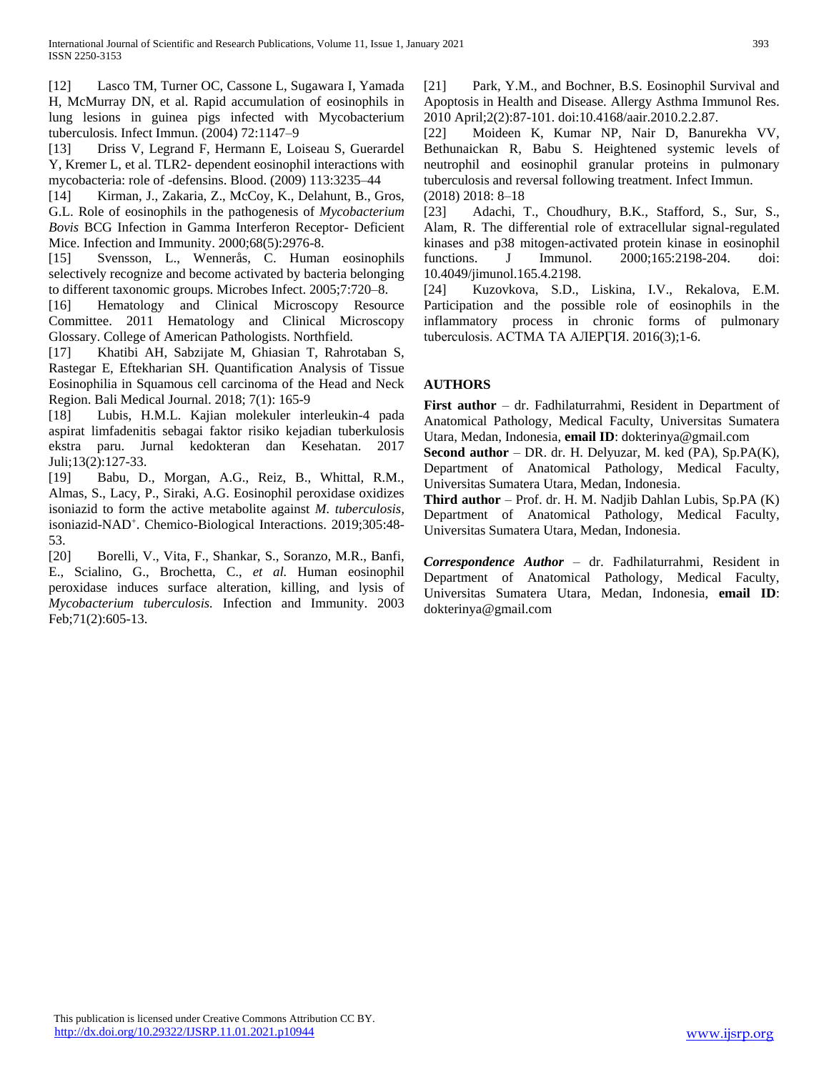[12] Lasco TM, Turner OC, Cassone L, Sugawara I, Yamada H, McMurray DN, et al. Rapid accumulation of eosinophils in lung lesions in guinea pigs infected with Mycobacterium tuberculosis. Infect Immun. (2004) 72:1147–9

[13] Driss V, Legrand F, Hermann E, Loiseau S, Guerardel Y, Kremer L, et al. TLR2- dependent eosinophil interactions with mycobacteria: role of -defensins. Blood. (2009) 113:3235–44

[14] Kirman, J., Zakaria, Z., McCoy, K., Delahunt, B., Gros, G.L. Role of eosinophils in the pathogenesis of *Mycobacterium Bovis* BCG Infection in Gamma Interferon Receptor- Deficient Mice. Infection and Immunity. 2000;68(5):2976-8.

[15] Svensson, L., Wennerås, C. Human eosinophils selectively recognize and become activated by bacteria belonging to different taxonomic groups. Microbes Infect. 2005;7:720–8.

[16] Hematology and Clinical Microscopy Resource Committee. 2011 Hematology and Clinical Microscopy Glossary. College of American Pathologists. Northfield.

[17] Khatibi AH, Sabzijate M, Ghiasian T, Rahrotaban S, Rastegar E, Eftekharian SH. Quantification Analysis of Tissue Eosinophilia in Squamous cell carcinoma of the Head and Neck Region. Bali Medical Journal. 2018; 7(1): 165-9

[18] Lubis, H.M.L. Kajian molekuler interleukin-4 pada aspirat limfadenitis sebagai faktor risiko kejadian tuberkulosis ekstra paru. Jurnal kedokteran dan Kesehatan. 2017 Juli;13(2):127-33.

[19] Babu, D., Morgan, A.G., Reiz, B., Whittal, R.M., Almas, S., Lacy, P., Siraki, A.G. Eosinophil peroxidase oxidizes isoniazid to form the active metabolite against *M. tuberculosis*, isoniazid-$NAD^+$. Chemico-Biological Interactions. 2019;305:48-53.

[20] Borelli, V., Vita, F., Shankar, S., Soranzo, M.R., Banfi, E., Scialino, G., Brochetta, C., *et al.* Human eosinophil peroxidase induces surface alteration, killing, and lysis of *Mycobacterium tuberculosis.* Infection and Immunity. 2003 Feb;71(2):605-13.

[21] Park, Y.M., and Bochner, B.S. Eosinophil Survival and Apoptosis in Health and Disease. Allergy Asthma Immunol Res. 2010 April;2(2):87-101. doi:10.4168/aair.2010.2.2.87.

[22] Moideen K, Kumar NP, Nair D, Banurekha VV, Bethunaickan R, Babu S. Heightened systemic levels of neutrophil and eosinophil granular proteins in pulmonary tuberculosis and reversal following treatment. Infect Immun. (2018) 2018: 8–18

[23] Adachi, T., Choudhury, B.K., Stafford, S., Sur, S., Alam, R. The differential role of extracellular signal-regulated kinases and p38 mitogen-activated protein kinase in eosinophil functions. J Immunol. 2000;165:2198-204. doi: 10.4049/jimunol.165.4.2198.

[24] Kuzovkova, S.D., Liskina, I.V., Rekalova, E.M. Participation and the possible role of eosinophils in the inflammatory process in chronic forms of pulmonary tuberculosis. АСТМА ТА АЛЕРГІЯ. 2016(3);1-6.

## AUTHORS

**First author** – dr. Fadhilaturrahmi, Resident in Department of Anatomical Pathology, Medical Faculty, Universitas Sumatera Utara, Medan, Indonesia, **email ID**: dokterinya@gmail.com

**Second author** – DR. dr. H. Delyuzar, M. ked (PA), Sp.PA(K), Department of Anatomical Pathology, Medical Faculty, Universitas Sumatera Utara, Medan, Indonesia.

**Third author** – Prof. dr. H. M. Nadjib Dahlan Lubis, Sp.PA (K) Department of Anatomical Pathology, Medical Faculty, Universitas Sumatera Utara, Medan, Indonesia.

***Correspondence Author*** – dr. Fadhilaturrahmi, Resident in Department of Anatomical Pathology, Medical Faculty, Universitas Sumatera Utara, Medan, Indonesia, **email ID**: dokterinya@gmail.com